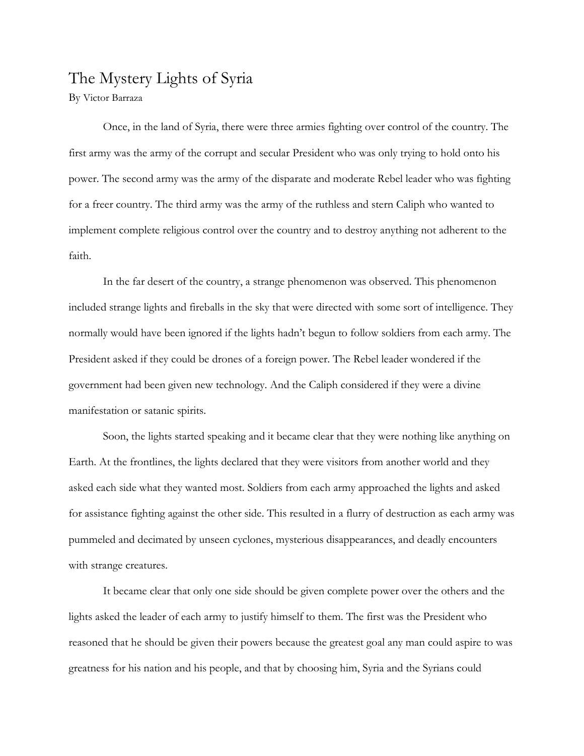# The Mystery Lights of Syria

By Victor Barraza

Once, in the land of Syria, there were three armies fighting over control of the country. The first army was the army of the corrupt and secular President who was only trying to hold onto his power. The second army was the army of the disparate and moderate Rebel leader who was fighting for a freer country. The third army was the army of the ruthless and stern Caliph who wanted to implement complete religious control over the country and to destroy anything not adherent to the faith.

In the far desert of the country, a strange phenomenon was observed. This phenomenon included strange lights and fireballs in the sky that were directed with some sort of intelligence. They normally would have been ignored if the lights hadn't begun to follow soldiers from each army. The President asked if they could be drones of a foreign power. The Rebel leader wondered if the government had been given new technology. And the Caliph considered if they were a divine manifestation or satanic spirits.

Soon, the lights started speaking and it became clear that they were nothing like anything on Earth. At the frontlines, the lights declared that they were visitors from another world and they asked each side what they wanted most. Soldiers from each army approached the lights and asked for assistance fighting against the other side. This resulted in a flurry of destruction as each army was pummeled and decimated by unseen cyclones, mysterious disappearances, and deadly encounters with strange creatures.

It became clear that only one side should be given complete power over the others and the lights asked the leader of each army to justify himself to them. The first was the President who reasoned that he should be given their powers because the greatest goal any man could aspire to was greatness for his nation and his people, and that by choosing him, Syria and the Syrians could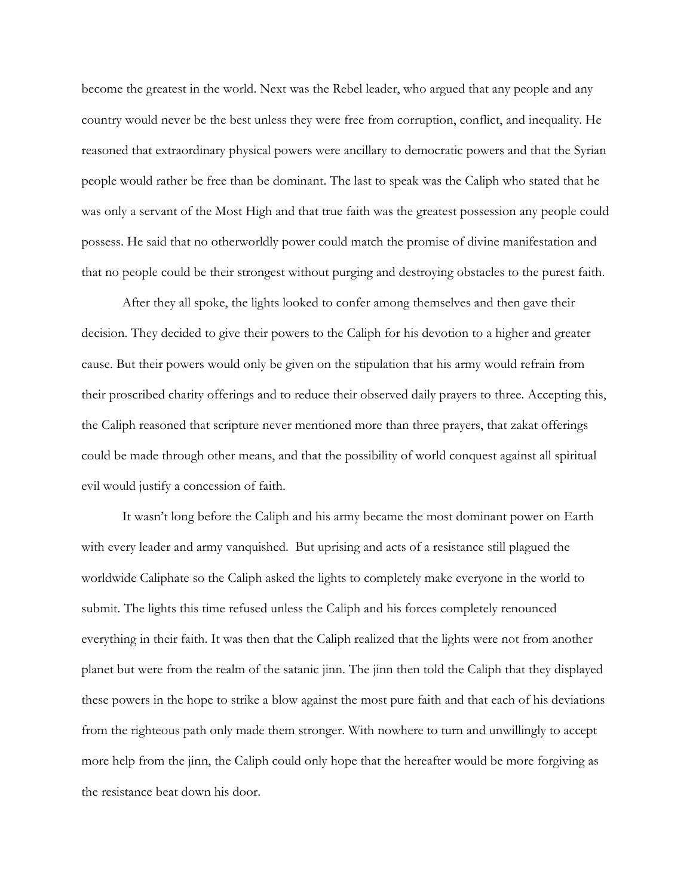become the greatest in the world. Next was the Rebel leader, who argued that any people and any country would never be the best unless they were free from corruption, conflict, and inequality. He reasoned that extraordinary physical powers were ancillary to democratic powers and that the Syrian people would rather be free than be dominant. The last to speak was the Caliph who stated that he was only a servant of the Most High and that true faith was the greatest possession any people could possess. He said that no otherworldly power could match the promise of divine manifestation and that no people could be their strongest without purging and destroying obstacles to the purest faith.

After they all spoke, the lights looked to confer among themselves and then gave their decision. They decided to give their powers to the Caliph for his devotion to a higher and greater cause. But their powers would only be given on the stipulation that his army would refrain from their proscribed charity offerings and to reduce their observed daily prayers to three. Accepting this, the Caliph reasoned that scripture never mentioned more than three prayers, that zakat offerings could be made through other means, and that the possibility of world conquest against all spiritual evil would justify a concession of faith.

It wasn't long before the Caliph and his army became the most dominant power on Earth with every leader and army vanquished. But uprising and acts of a resistance still plagued the worldwide Caliphate so the Caliph asked the lights to completely make everyone in the world to submit. The lights this time refused unless the Caliph and his forces completely renounced everything in their faith. It was then that the Caliph realized that the lights were not from another planet but were from the realm of the satanic jinn. The jinn then told the Caliph that they displayed these powers in the hope to strike a blow against the most pure faith and that each of his deviations from the righteous path only made them stronger. With nowhere to turn and unwillingly to accept more help from the jinn, the Caliph could only hope that the hereafter would be more forgiving as the resistance beat down his door.